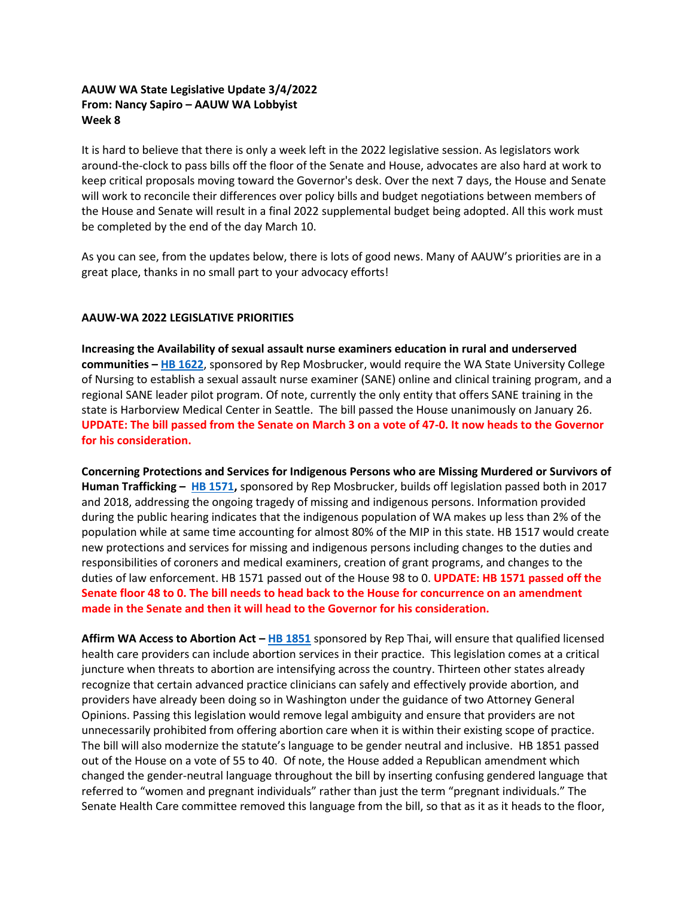**AAUW WA State Legislative Update 3/4/2022**
**From: Nancy Sapiro – AAUW WA Lobbyist**
**Week 8**

It is hard to believe that there is only a week left in the 2022 legislative session. As legislators work around-the-clock to pass bills off the floor of the Senate and House, advocates are also hard at work to keep critical proposals moving toward the Governor's desk. Over the next 7 days, the House and Senate will work to reconcile their differences over policy bills and budget negotiations between members of the House and Senate will result in a final 2022 supplemental budget being adopted. All this work must be completed by the end of the day March 10.

As you can see, from the updates below, there is lots of good news. Many of AAUW's priorities are in a great place, thanks in no small part to your advocacy efforts!

**AAUW-WA 2022 LEGISLATIVE PRIORITIES**

**Increasing the Availability of sexual assault nurse examiners education in rural and underserved communities – [HB 1622](HB 1622)**, sponsored by Rep Mosbrucker, would require the WA State University College of Nursing to establish a sexual assault nurse examiner (SANE) online and clinical training program, and a regional SANE leader pilot program. Of note, currently the only entity that offers SANE training in the state is Harborview Medical Center in Seattle. The bill passed the House unanimously on January 26. **UPDATE: The bill passed from the Senate on March 3 on a vote of 47-0. It now heads to the Governor for his consideration.**

**Concerning Protections and Services for Indigenous Persons who are Missing Murdered or Survivors of Human Trafficking – [HB 1571](HB 1571),** sponsored by Rep Mosbrucker, builds off legislation passed both in 2017 and 2018, addressing the ongoing tragedy of missing and indigenous persons. Information provided during the public hearing indicates that the indigenous population of WA makes up less than 2% of the population while at same time accounting for almost 80% of the MIP in this state. HB 1517 would create new protections and services for missing and indigenous persons including changes to the duties and responsibilities of coroners and medical examiners, creation of grant programs, and changes to the duties of law enforcement. HB 1571 passed out of the House 98 to 0. **UPDATE: HB 1571 passed off the Senate floor 48 to 0. The bill needs to head back to the House for concurrence on an amendment made in the Senate and then it will head to the Governor for his consideration.**

**Affirm WA Access to Abortion Act – [HB 1851](HB 1851)** sponsored by Rep Thai, will ensure that qualified licensed health care providers can include abortion services in their practice. This legislation comes at a critical juncture when threats to abortion are intensifying across the country. Thirteen other states already recognize that certain advanced practice clinicians can safely and effectively provide abortion, and providers have already been doing so in Washington under the guidance of two Attorney General Opinions. Passing this legislation would remove legal ambiguity and ensure that providers are not unnecessarily prohibited from offering abortion care when it is within their existing scope of practice. The bill will also modernize the statute's language to be gender neutral and inclusive. HB 1851 passed out of the House on a vote of 55 to 40. Of note, the House added a Republican amendment which changed the gender-neutral language throughout the bill by inserting confusing gendered language that referred to "women and pregnant individuals" rather than just the term "pregnant individuals." The Senate Health Care committee removed this language from the bill, so that as it as it heads to the floor,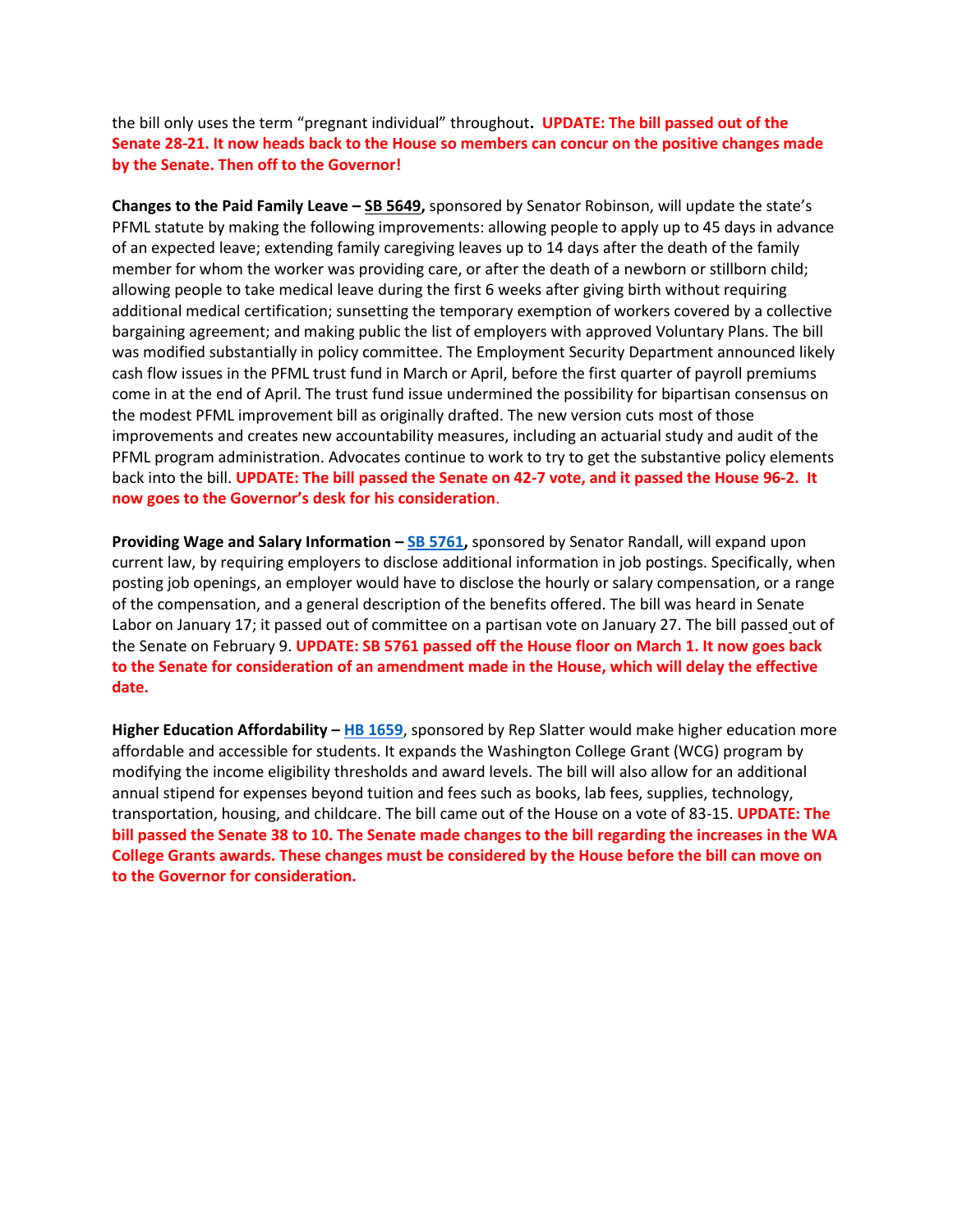the bill only uses the term "pregnant individual" throughout**.** **UPDATE: The bill passed out of the Senate 28-21. It now heads back to the House so members can concur on the positive changes made by the Senate. Then off to the Governor!**

**Changes to the Paid Family Leave – SB 5649,** sponsored by Senator Robinson, will update the state's PFML statute by making the following improvements: allowing people to apply up to 45 days in advance of an expected leave; extending family caregiving leaves up to 14 days after the death of the family member for whom the worker was providing care, or after the death of a newborn or stillborn child; allowing people to take medical leave during the first 6 weeks after giving birth without requiring additional medical certification; sunsetting the temporary exemption of workers covered by a collective bargaining agreement; and making public the list of employers with approved Voluntary Plans. The bill was modified substantially in policy committee. The Employment Security Department announced likely cash flow issues in the PFML trust fund in March or April, before the first quarter of payroll premiums come in at the end of April. The trust fund issue undermined the possibility for bipartisan consensus on the modest PFML improvement bill as originally drafted. The new version cuts most of those improvements and creates new accountability measures, including an actuarial study and audit of the PFML program administration. Advocates continue to work to try to get the substantive policy elements back into the bill. **UPDATE: The bill passed the Senate on 42-7 vote, and it passed the House 96-2. It now goes to the Governor's desk for his consideration.**

**Providing Wage and Salary Information – SB 5761,** sponsored by Senator Randall, will expand upon current law, by requiring employers to disclose additional information in job postings. Specifically, when posting job openings, an employer would have to disclose the hourly or salary compensation, or a range of the compensation, and a general description of the benefits offered. The bill was heard in Senate Labor on January 17; it passed out of committee on a partisan vote on January 27. The bill passed out of the Senate on February 9. **UPDATE: SB 5761 passed off the House floor on March 1. It now goes back to the Senate for consideration of an amendment made in the House, which will delay the effective date.**

**Higher Education Affordability – HB 1659**, sponsored by Rep Slatter would make higher education more affordable and accessible for students. It expands the Washington College Grant (WCG) program by modifying the income eligibility thresholds and award levels. The bill will also allow for an additional annual stipend for expenses beyond tuition and fees such as books, lab fees, supplies, technology, transportation, housing, and childcare. The bill came out of the House on a vote of 83-15. **UPDATE: The bill passed the Senate 38 to 10. The Senate made changes to the bill regarding the increases in the WA College Grants awards. These changes must be considered by the House before the bill can move on to the Governor for consideration.**